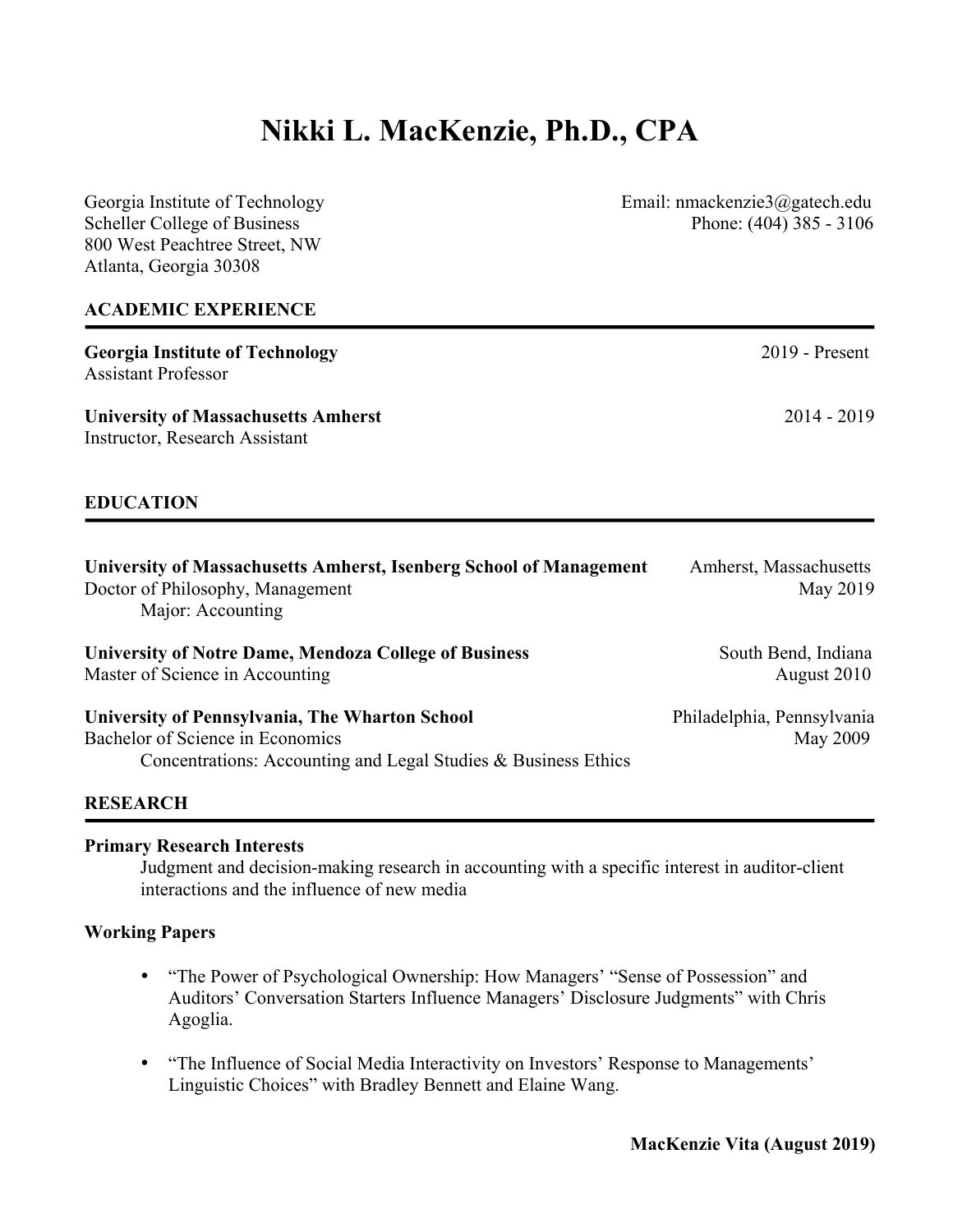# Nikki L. MacKenzie, Ph.D., CPA

Georgia Institute of Technology
Scheller College of Business
800 West Peachtree Street, NW
Atlanta, Georgia 30308

Email: nmackenzie3@gatech.edu
Phone: (404) 385 - 3106

## ACADEMIC EXPERIENCE

**Georgia Institute of Technology** — 2019 - Present
Assistant Professor

**University of Massachusetts Amherst** — 2014 - 2019
Instructor, Research Assistant

## EDUCATION

**University of Massachusetts Amherst, Isenberg School of Management** — Amherst, Massachusetts
Doctor of Philosophy, Management — May 2019
Major: Accounting

**University of Notre Dame, Mendoza College of Business** — South Bend, Indiana
Master of Science in Accounting — August 2010

**University of Pennsylvania, The Wharton School** — Philadelphia, Pennsylvania
Bachelor of Science in Economics — May 2009
Concentrations: Accounting and Legal Studies & Business Ethics

## RESEARCH

**Primary Research Interests**

Judgment and decision-making research in accounting with a specific interest in auditor-client interactions and the influence of new media

**Working Papers**

- "The Power of Psychological Ownership: How Managers' "Sense of Possession" and Auditors' Conversation Starters Influence Managers' Disclosure Judgments" with Chris Agoglia.
- "The Influence of Social Media Interactivity on Investors' Response to Managements' Linguistic Choices" with Bradley Bennett and Elaine Wang.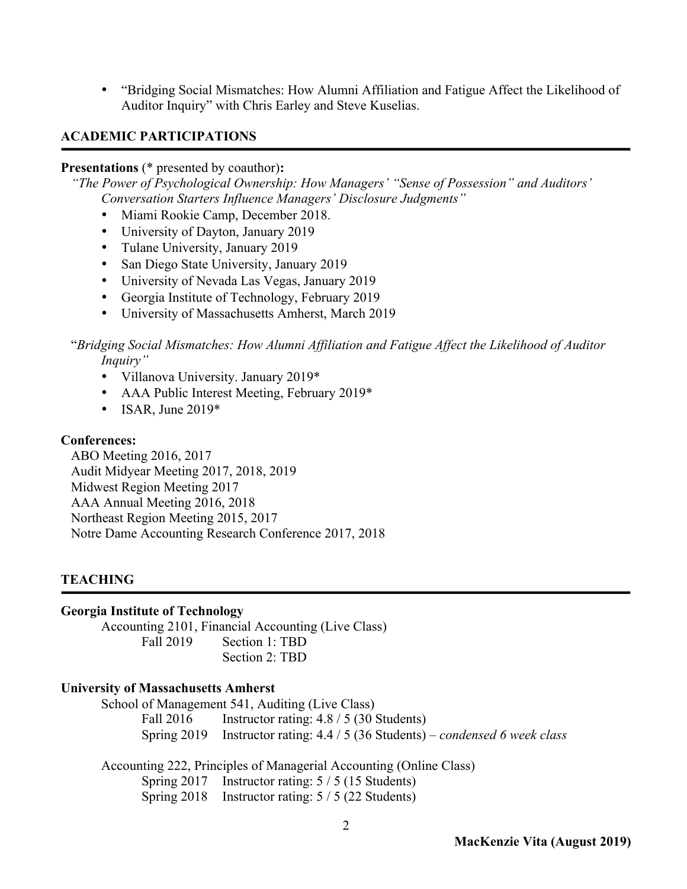- "Bridging Social Mismatches: How Alumni Affiliation and Fatigue Affect the Likelihood of Auditor Inquiry" with Chris Earley and Steve Kuselias.

## ACADEMIC PARTICIPATIONS

**Presentations** (* presented by coauthor)**:**

*"The Power of Psychological Ownership: How Managers' "Sense of Possession" and Auditors' Conversation Starters Influence Managers' Disclosure Judgments"*

- Miami Rookie Camp, December 2018.
- University of Dayton, January 2019
- Tulane University, January 2019
- San Diego State University, January 2019
- University of Nevada Las Vegas, January 2019
- Georgia Institute of Technology, February 2019
- University of Massachusetts Amherst, March 2019

"*Bridging Social Mismatches: How Alumni Affiliation and Fatigue Affect the Likelihood of Auditor Inquiry"*

- Villanova University. January 2019*
- AAA Public Interest Meeting, February 2019*
- ISAR, June 2019*

**Conferences:**

ABO Meeting 2016, 2017
Audit Midyear Meeting 2017, 2018, 2019
Midwest Region Meeting 2017
AAA Annual Meeting 2016, 2018
Northeast Region Meeting 2015, 2017
Notre Dame Accounting Research Conference 2017, 2018

## TEACHING

**Georgia Institute of Technology**

Accounting 2101, Financial Accounting (Live Class)
Fall 2019 Section 1: TBD
Section 2: TBD

**University of Massachusetts Amherst**

School of Management 541, Auditing (Live Class)
Fall 2016 Instructor rating: 4.8 / 5 (30 Students)
Spring 2019 Instructor rating: 4.4 / 5 (36 Students) – *condensed 6 week class*

Accounting 222, Principles of Managerial Accounting (Online Class)
Spring 2017 Instructor rating: 5 / 5 (15 Students)
Spring 2018 Instructor rating: 5 / 5 (22 Students)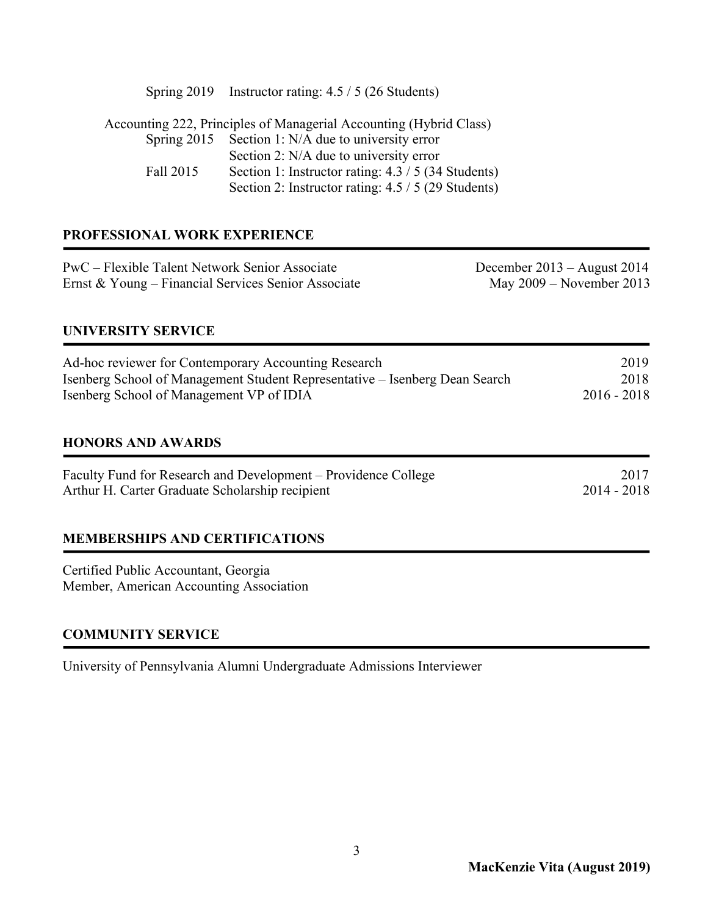Spring 2019 Instructor rating: 4.5 / 5 (26 Students)

Accounting 222, Principles of Managerial Accounting (Hybrid Class)

| | |
|---|---|
| Spring 2015 | Section 1: N/A due to university error |
| | Section 2: N/A due to university error |
| Fall 2015 | Section 1: Instructor rating: 4.3 / 5 (34 Students) |
| | Section 2: Instructor rating: 4.5 / 5 (29 Students) |

## PROFESSIONAL WORK EXPERIENCE

| | |
|---|---|
| PwC – Flexible Talent Network Senior Associate | December 2013 – August 2014 |
| Ernst & Young – Financial Services Senior Associate | May 2009 – November 2013 |

## UNIVERSITY SERVICE

| | |
|---|---|
| Ad-hoc reviewer for Contemporary Accounting Research | 2019 |
| Isenberg School of Management Student Representative – Isenberg Dean Search | 2018 |
| Isenberg School of Management VP of IDIA | 2016 - 2018 |

## HONORS AND AWARDS

| | |
|---|---|
| Faculty Fund for Research and Development – Providence College | 2017 |
| Arthur H. Carter Graduate Scholarship recipient | 2014 - 2018 |

## MEMBERSHIPS AND CERTIFICATIONS

Certified Public Accountant, Georgia
Member, American Accounting Association

## COMMUNITY SERVICE

University of Pennsylvania Alumni Undergraduate Admissions Interviewer